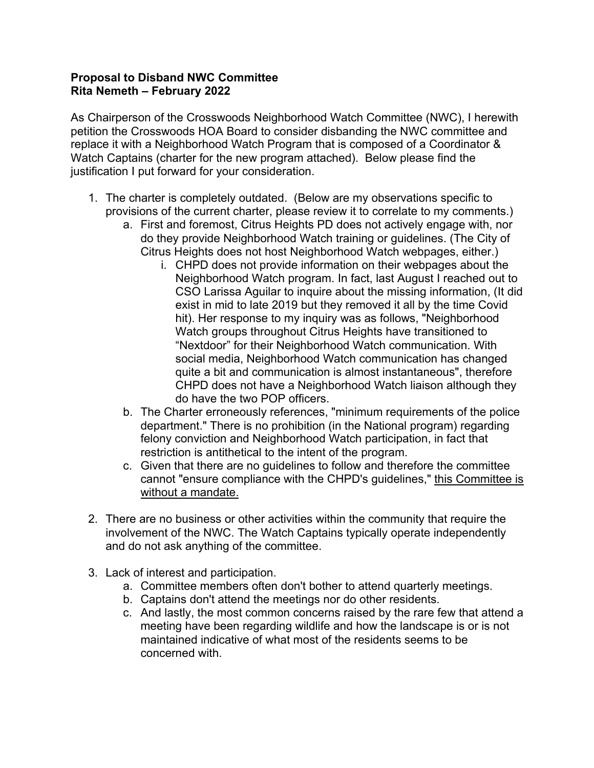**Proposal to Disband NWC Committee**
**Rita Nemeth – February 2022**

As Chairperson of the Crosswoods Neighborhood Watch Committee (NWC), I herewith petition the Crosswoods HOA Board to consider disbanding the NWC committee and replace it with a Neighborhood Watch Program that is composed of a Coordinator & Watch Captains (charter for the new program attached). Below please find the justification I put forward for your consideration.

1. The charter is completely outdated. (Below are my observations specific to provisions of the current charter, please review it to correlate to my comments.)
   a. First and foremost, Citrus Heights PD does not actively engage with, nor do they provide Neighborhood Watch training or guidelines. (The City of Citrus Heights does not host Neighborhood Watch webpages, either.)
      i. CHPD does not provide information on their webpages about the Neighborhood Watch program. In fact, last August I reached out to CSO Larissa Aguilar to inquire about the missing information, (It did exist in mid to late 2019 but they removed it all by the time Covid hit). Her response to my inquiry was as follows, "Neighborhood Watch groups throughout Citrus Heights have transitioned to "Nextdoor" for their Neighborhood Watch communication. With social media, Neighborhood Watch communication has changed quite a bit and communication is almost instantaneous", therefore CHPD does not have a Neighborhood Watch liaison although they do have the two POP officers.
   b. The Charter erroneously references, "minimum requirements of the police department." There is no prohibition (in the National program) regarding felony conviction and Neighborhood Watch participation, in fact that restriction is antithetical to the intent of the program.
   c. Given that there are no guidelines to follow and therefore the committee cannot "ensure compliance with the CHPD's guidelines," <u>this Committee is without a mandate.</u>

2. There are no business or other activities within the community that require the involvement of the NWC. The Watch Captains typically operate independently and do not ask anything of the committee.

3. Lack of interest and participation.
   a. Committee members often don't bother to attend quarterly meetings.
   b. Captains don't attend the meetings nor do other residents.
   c. And lastly, the most common concerns raised by the rare few that attend a meeting have been regarding wildlife and how the landscape is or is not maintained indicative of what most of the residents seems to be concerned with.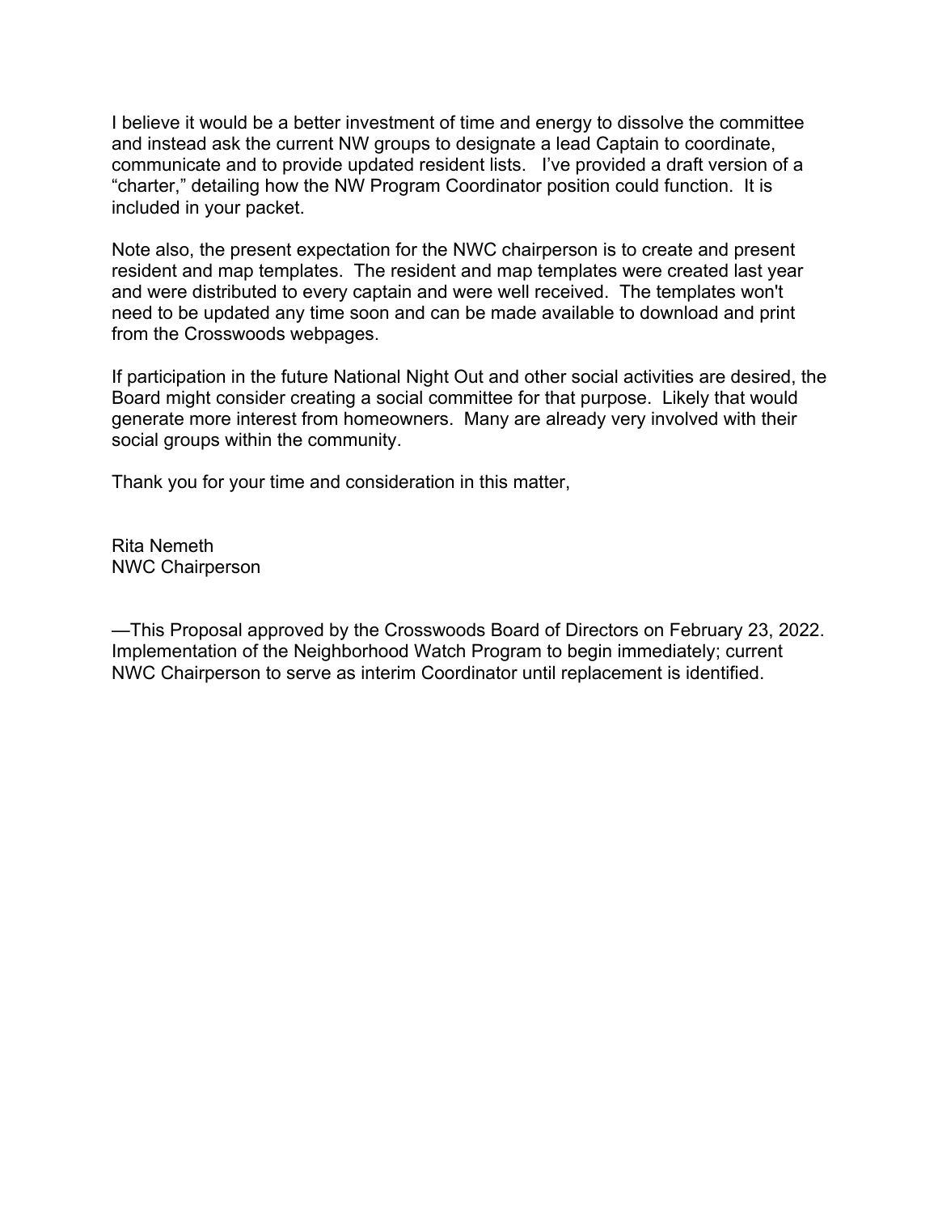I believe it would be a better investment of time and energy to dissolve the committee and instead ask the current NW groups to designate a lead Captain to coordinate, communicate and to provide updated resident lists. I've provided a draft version of a "charter," detailing how the NW Program Coordinator position could function. It is included in your packet.

Note also, the present expectation for the NWC chairperson is to create and present resident and map templates. The resident and map templates were created last year and were distributed to every captain and were well received. The templates won't need to be updated any time soon and can be made available to download and print from the Crosswoods webpages.

If participation in the future National Night Out and other social activities are desired, the Board might consider creating a social committee for that purpose. Likely that would generate more interest from homeowners. Many are already very involved with their social groups within the community.

Thank you for your time and consideration in this matter,

Rita Nemeth
NWC Chairperson

—This Proposal approved by the Crosswoods Board of Directors on February 23, 2022. Implementation of the Neighborhood Watch Program to begin immediately; current NWC Chairperson to serve as interim Coordinator until replacement is identified.